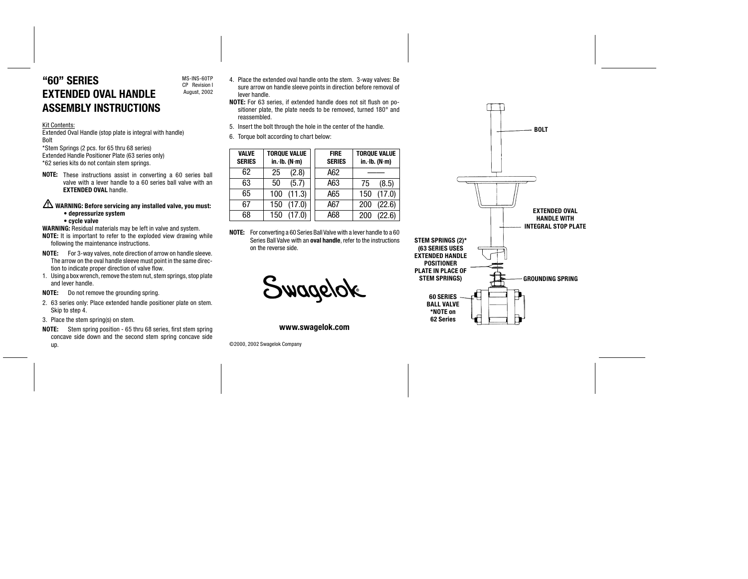# "60" SERIES EXTENDED OVAL HANDLE ASSEMBLY INSTRUCTIONS

MS-INS-60TP
CP Revision I
August, 2002

Kit Contents:
Extended Oval Handle (stop plate is integral with handle)
Bolt
*Stem Springs (2 pcs. for 65 thru 68 series)
Extended Handle Positioner Plate (63 series only)
*62 series kits do not contain stem springs.

**NOTE:** These instructions assist in converting a 60 series ball valve with a lever handle to a 60 series ball valve with an **EXTENDED OVAL** handle.

**⚠ WARNING: Before servicing any installed valve, you must:**
- **depressurize system**
- **cycle valve**

**WARNING:** Residual materials may be left in valve and system.

**NOTE:** It is important to refer to the exploded view drawing while following the maintenance instructions.

**NOTE:** For 3-way valves, note direction of arrow on handle sleeve. The arrow on the oval handle sleeve must point in the same direction to indicate proper direction of valve flow.

1. Using a box wrench, remove the stem nut, stem springs, stop plate and lever handle.

**NOTE:** Do not remove the grounding spring.

2. 63 series only: Place extended handle positioner plate on stem. Skip to step 4.
3. Place the stem spring(s) on stem.

**NOTE:** Stem spring position - 65 thru 68 series, first stem spring concave side down and the second stem spring concave side up.

4. Place the extended oval handle onto the stem. 3-way valves: Be sure arrow on handle sleeve points in direction before removal of lever handle.

**NOTE:** For 63 series, if extended handle does not sit flush on positioner plate, the plate needs to be removed, turned 180° and reassembled.

5. Insert the bolt through the hole in the center of the handle.
6. Torque bolt according to chart below:

| VALVE SERIES | TORQUE VALUE in.·lb. (N·m) |
|---|---|
| 62 | 25 (2.8) |
| 63 | 50 (5.7) |
| 65 | 100 (11.3) |
| 67 | 150 (17.0) |
| 68 | 150 (17.0) |

| FIRE SERIES | TORQUE VALUE in.·lb. (N·m) |
|---|---|
| A62 | —— |
| A63 | 75 (8.5) |
| A65 | 150 (17.0) |
| A67 | 200 (22.6) |
| A68 | 200 (22.6) |

**NOTE:** For converting a 60 Series Ball Valve with a lever handle to a 60 Series Ball Valve with an **oval handle**, refer to the instructions on the reverse side.

Swagelok®

**www.swagelok.com**

©2000, 2002 Swagelok Company

BOLT

EXTENDED OVAL HANDLE WITH INTEGRAL STOP PLATE

STEM SPRINGS (2)* (63 SERIES USES EXTENDED HANDLE POSITIONER PLATE IN PLACE OF STEM SPRINGS)

GROUNDING SPRING

60 SERIES BALL VALVE *NOTE on 62 Series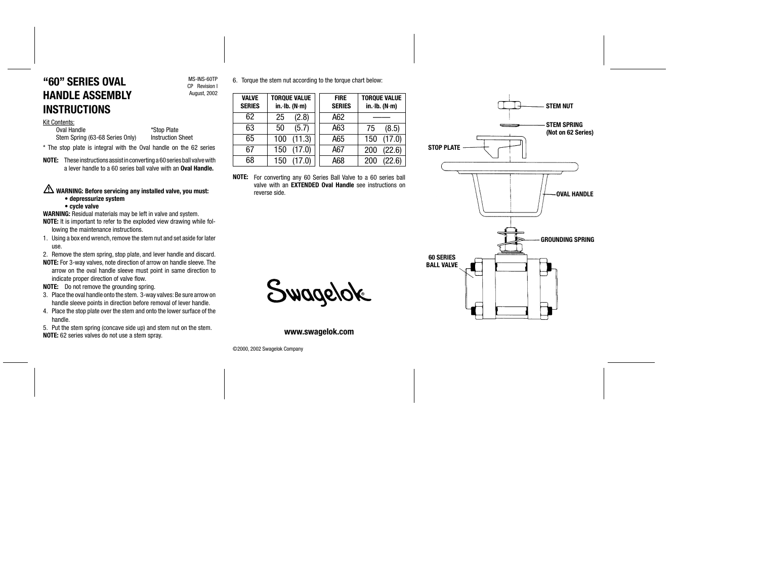# "60" SERIES OVAL HANDLE ASSEMBLY INSTRUCTIONS

MS-INS-60TP
CP Revision I
August, 2002

Kit Contents:

| | |
|---|---|
| Oval Handle | *Stop Plate |
| Stem Spring (63-68 Series Only) | Instruction Sheet |

* The stop plate is integral with the Oval handle on the 62 series

**NOTE:** These instructions assist in converting a 60 series ball valve with a lever handle to a 60 series ball valve with an **Oval Handle.**

⚠ **WARNING: Before servicing any installed valve, you must:**
- **depressurize system**
- **cycle valve**

**WARNING:** Residual materials may be left in valve and system.

**NOTE:** It is important to refer to the exploded view drawing while following the maintenance instructions.

1. Using a box end wrench, remove the stem nut and set aside for later use.
2. Remove the stem spring, stop plate, and lever handle and discard.

**NOTE:** For 3-way valves, note direction of arrow on handle sleeve. The arrow on the oval handle sleeve must point in same direction to indicate proper direction of valve flow.

**NOTE:** Do not remove the grounding spring.

3. Place the oval handle onto the stem. 3-way valves: Be sure arrow on handle sleeve points in direction before removal of lever handle.
4. Place the stop plate over the stem and onto the lower surface of the handle.
5. Put the stem spring (concave side up) and stem nut on the stem.

**NOTE:** 62 series valves do not use a stem spray.

6. Torque the stem nut according to the torque chart below:

| VALVE SERIES | TORQUE VALUE in.·lb. (N·m) |
|---|---|
| 62 | 25 (2.8) |
| 63 | 50 (5.7) |
| 65 | 100 (11.3) |
| 67 | 150 (17.0) |
| 68 | 150 (17.0) |

| FIRE SERIES | TORQUE VALUE in.·lb. (N·m) |
|---|---|
| A62 | —— |
| A63 | 75 (8.5) |
| A65 | 150 (17.0) |
| A67 | 200 (22.6) |
| A68 | 200 (22.6) |

**NOTE:** For converting any 60 Series Ball Valve to a 60 series ball valve with an **EXTENDED Oval Handle** see instructions on reverse side.

STEM NUT

STEM SPRING (Not on 62 Series)

STOP PLATE

OVAL HANDLE

GROUNDING SPRING

60 SERIES BALL VALVE

Swagelok®

**www.swagelok.com**

©2000, 2002 Swagelok Company